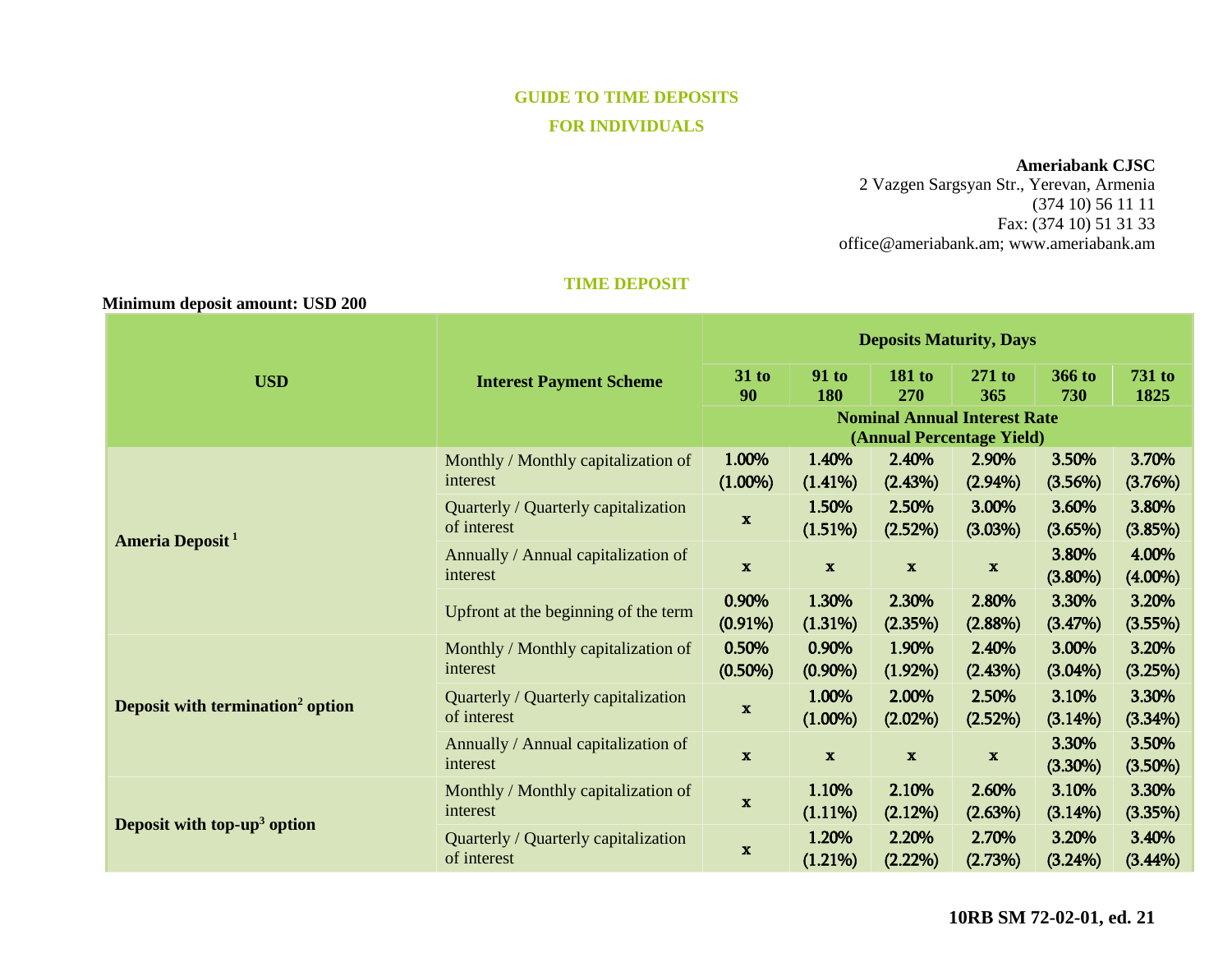# GUIDE TO TIME DEPOSITS
## FOR INDIVIDUALS

**Ameriabank CJSC**
2 Vazgen Sargsyan Str., Yerevan, Armenia
(374 10) 56 11 11
Fax: (374 10) 51 31 33
office@ameriabank.am; www.ameriabank.am

## TIME DEPOSIT

**Minimum deposit amount: USD 200**

| USD | Interest Payment Scheme | Deposits Maturity, Days | | | | | |
|---|---|---|---|---|---|---|---|
| | | 31 to 90 | 91 to 180 | 181 to 270 | 271 to 365 | 366 to 730 | 731 to 1825 |
| | | Nominal Annual Interest Rate (Annual Percentage Yield) | | | | | |
| **Ameria Deposit** [1] | Monthly / Monthly capitalization of interest | 1.00% (1.00%) | 1.40% (1.41%) | 2.40% (2.43%) | 2.90% (2.94%) | 3.50% (3.56%) | 3.70% (3.76%) |
| | Quarterly / Quarterly capitalization of interest | x | 1.50% (1.51%) | 2.50% (2.52%) | 3.00% (3.03%) | 3.60% (3.65%) | 3.80% (3.85%) |
| | Annually / Annual capitalization of interest | x | x | x | x | 3.80% (3.80%) | 4.00% (4.00%) |
| | Upfront at the beginning of the term | 0.90% (0.91%) | 1.30% (1.31%) | 2.30% (2.35%) | 2.80% (2.88%) | 3.30% (3.47%) | 3.20% (3.55%) |
| **Deposit with termination[2] option** | Monthly / Monthly capitalization of interest | 0.50% (0.50%) | 0.90% (0.90%) | 1.90% (1.92%) | 2.40% (2.43%) | 3.00% (3.04%) | 3.20% (3.25%) |
| | Quarterly / Quarterly capitalization of interest | x | 1.00% (1.00%) | 2.00% (2.02%) | 2.50% (2.52%) | 3.10% (3.14%) | 3.30% (3.34%) |
| | Annually / Annual capitalization of interest | x | x | x | x | 3.30% (3.30%) | 3.50% (3.50%) |
| **Deposit with top-up[3] option** | Monthly / Monthly capitalization of interest | x | 1.10% (1.11%) | 2.10% (2.12%) | 2.60% (2.63%) | 3.10% (3.14%) | 3.30% (3.35%) |
| | Quarterly / Quarterly capitalization of interest | x | 1.20% (1.21%) | 2.20% (2.22%) | 2.70% (2.73%) | 3.20% (3.24%) | 3.40% (3.44%) |

**10RB SM 72-02-01, ed. 21**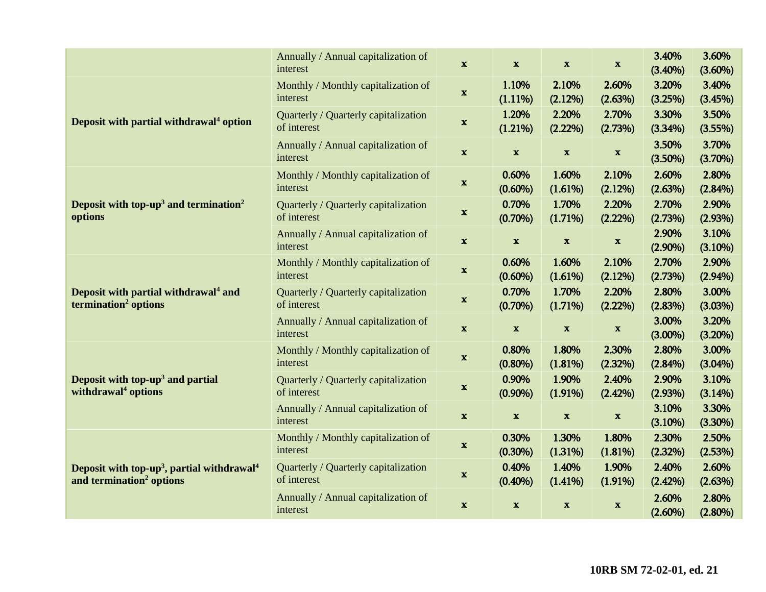| | | | | | | | |
|---|---|---|---|---|---|---|---|
| | Annually / Annual capitalization of interest | x | x | x | x | 3.40% (3.40%) | 3.60% (3.60%) |
| Deposit with partial withdrawal[4] option | Monthly / Monthly capitalization of interest | x | 1.10% (1.11%) | 2.10% (2.12%) | 2.60% (2.63%) | 3.20% (3.25%) | 3.40% (3.45%) |
| | Quarterly / Quarterly capitalization of interest | x | 1.20% (1.21%) | 2.20% (2.22%) | 2.70% (2.73%) | 3.30% (3.34%) | 3.50% (3.55%) |
| | Annually / Annual capitalization of interest | x | x | x | x | 3.50% (3.50%) | 3.70% (3.70%) |
| Deposit with top-up[3] and termination[2] options | Monthly / Monthly capitalization of interest | x | 0.60% (0.60%) | 1.60% (1.61%) | 2.10% (2.12%) | 2.60% (2.63%) | 2.80% (2.84%) |
| | Quarterly / Quarterly capitalization of interest | x | 0.70% (0.70%) | 1.70% (1.71%) | 2.20% (2.22%) | 2.70% (2.73%) | 2.90% (2.93%) |
| | Annually / Annual capitalization of interest | x | x | x | x | 2.90% (2.90%) | 3.10% (3.10%) |
| Deposit with partial withdrawal[4] and termination[2] options | Monthly / Monthly capitalization of interest | x | 0.60% (0.60%) | 1.60% (1.61%) | 2.10% (2.12%) | 2.70% (2.73%) | 2.90% (2.94%) |
| | Quarterly / Quarterly capitalization of interest | x | 0.70% (0.70%) | 1.70% (1.71%) | 2.20% (2.22%) | 2.80% (2.83%) | 3.00% (3.03%) |
| | Annually / Annual capitalization of interest | x | x | x | x | 3.00% (3.00%) | 3.20% (3.20%) |
| Deposit with top-up[3] and partial withdrawal[4] options | Monthly / Monthly capitalization of interest | x | 0.80% (0.80%) | 1.80% (1.81%) | 2.30% (2.32%) | 2.80% (2.84%) | 3.00% (3.04%) |
| | Quarterly / Quarterly capitalization of interest | x | 0.90% (0.90%) | 1.90% (1.91%) | 2.40% (2.42%) | 2.90% (2.93%) | 3.10% (3.14%) |
| | Annually / Annual capitalization of interest | x | x | x | x | 3.10% (3.10%) | 3.30% (3.30%) |
| Deposit with top-up[3], partial withdrawal[4] and termination[2] options | Monthly / Monthly capitalization of interest | x | 0.30% (0.30%) | 1.30% (1.31%) | 1.80% (1.81%) | 2.30% (2.32%) | 2.50% (2.53%) |
| | Quarterly / Quarterly capitalization of interest | x | 0.40% (0.40%) | 1.40% (1.41%) | 1.90% (1.91%) | 2.40% (2.42%) | 2.60% (2.63%) |
| | Annually / Annual capitalization of interest | x | x | x | x | 2.60% (2.60%) | 2.80% (2.80%) |

**10RB SM 72-02-01, ed. 21**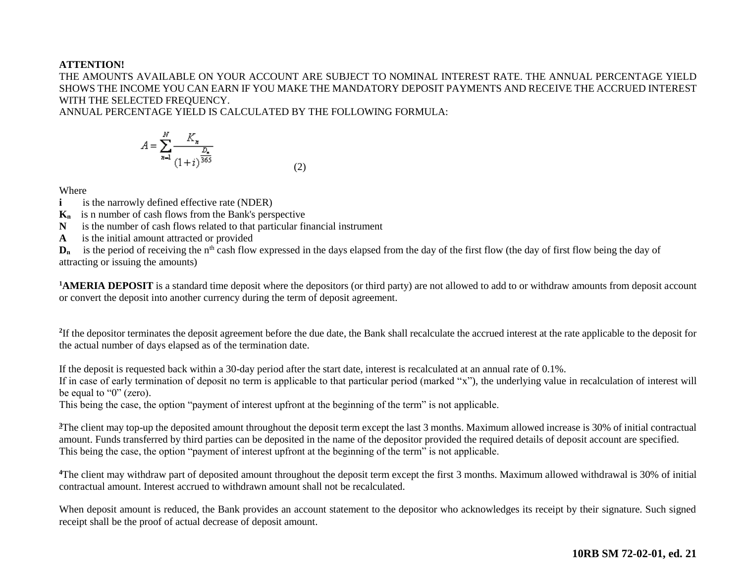**ATTENTION!**

THE AMOUNTS AVAILABLE ON YOUR ACCOUNT ARE SUBJECT TO NOMINAL INTEREST RATE. THE ANNUAL PERCENTAGE YIELD SHOWS THE INCOME YOU CAN EARN IF YOU MAKE THE MANDATORY DEPOSIT PAYMENTS AND RECEIVE THE ACCRUED INTEREST WITH THE SELECTED FREQUENCY.

ANNUAL PERCENTAGE YIELD IS CALCULATED BY THE FOLLOWING FORMULA:

$$A = \sum_{n=1}^{N} \frac{K_n}{(1+i)^{\frac{D_n}{365}}} \qquad (2)$$

Where

**i** is the narrowly defined effective rate (NDER)

$\mathbf{K_n}$ is n number of cash flows from the Bank's perspective

**N** is the number of cash flows related to that particular financial instrument

**A** is the initial amount attracted or provided

$\mathbf{D_n}$ is the period of receiving the $n^{th}$ cash flow expressed in the days elapsed from the day of the first flow (the day of first flow being the day of attracting or issuing the amounts)

[1]**AMERIA DEPOSIT** is a standard time deposit where the depositors (or third party) are not allowed to add to or withdraw amounts from deposit account or convert the deposit into another currency during the term of deposit agreement.

[2]If the depositor terminates the deposit agreement before the due date, the Bank shall recalculate the accrued interest at the rate applicable to the deposit for the actual number of days elapsed as of the termination date.

If the deposit is requested back within a 30-day period after the start date, interest is recalculated at an annual rate of 0.1%.

If in case of early termination of deposit no term is applicable to that particular period (marked "x"), the underlying value in recalculation of interest will be equal to "0" (zero).

This being the case, the option "payment of interest upfront at the beginning of the term" is not applicable.

[3]The client may top-up the deposited amount throughout the deposit term except the last 3 months. Maximum allowed increase is 30% of initial contractual amount. Funds transferred by third parties can be deposited in the name of the depositor provided the required details of deposit account are specified.

This being the case, the option "payment of interest upfront at the beginning of the term" is not applicable.

[4]The client may withdraw part of deposited amount throughout the deposit term except the first 3 months. Maximum allowed withdrawal is 30% of initial contractual amount. Interest accrued to withdrawn amount shall not be recalculated.

When deposit amount is reduced, the Bank provides an account statement to the depositor who acknowledges its receipt by their signature. Such signed receipt shall be the proof of actual decrease of deposit amount.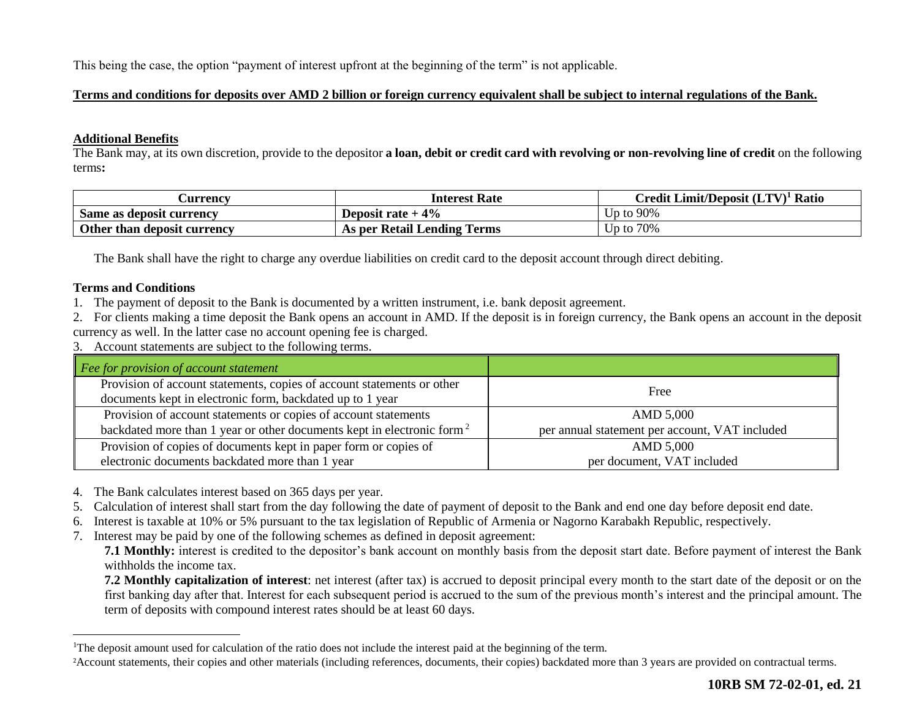This being the case, the option "payment of interest upfront at the beginning of the term" is not applicable.

**Terms and conditions for deposits over AMD 2 billion or foreign currency equivalent shall be subject to internal regulations of the Bank.**

**Additional Benefits**

The Bank may, at its own discretion, provide to the depositor **a loan, debit or credit card with revolving or non-revolving line of credit** on the following terms**:**

| Currency | Interest Rate | Credit Limit/Deposit (LTV)[1] Ratio |
|---|---|---|
| **Same as deposit currency** | **Deposit rate + 4%** | Up to 90% |
| **Other than deposit currency** | **As per Retail Lending Terms** | Up to 70% |

The Bank shall have the right to charge any overdue liabilities on credit card to the deposit account through direct debiting.

**Terms and Conditions**

1. The payment of deposit to the Bank is documented by a written instrument, i.e. bank deposit agreement.
2. For clients making a time deposit the Bank opens an account in AMD. If the deposit is in foreign currency, the Bank opens an account in the deposit currency as well. In the latter case no account opening fee is charged.
3. Account statements are subject to the following terms.

| *Fee for provision of account statement* | |
|---|---|
| Provision of account statements, copies of account statements or other documents kept in electronic form, backdated up to 1 year | Free |
| Provision of account statements or copies of account statements backdated more than 1 year or other documents kept in electronic form[2] | AMD 5,000 per annual statement per account, VAT included |
| Provision of copies of documents kept in paper form or copies of electronic documents backdated more than 1 year | AMD 5,000 per document, VAT included |

4. The Bank calculates interest based on 365 days per year.
5. Calculation of interest shall start from the day following the date of payment of deposit to the Bank and end one day before deposit end date.
6. Interest is taxable at 10% or 5% pursuant to the tax legislation of Republic of Armenia or Nagorno Karabakh Republic, respectively.
7. Interest may be paid by one of the following schemes as defined in deposit agreement:

   **7.1 Monthly:** interest is credited to the depositor's bank account on monthly basis from the deposit start date. Before payment of interest the Bank withholds the income tax.

   **7.2 Monthly capitalization of interest**: net interest (after tax) is accrued to deposit principal every month to the start date of the deposit or on the first banking day after that. Interest for each subsequent period is accrued to the sum of the previous month's interest and the principal amount. The term of deposits with compound interest rates should be at least 60 days.

[1] The deposit amount used for calculation of the ratio does not include the interest paid at the beginning of the term.

[2] Account statements, their copies and other materials (including references, documents, their copies) backdated more than 3 years are provided on contractual terms.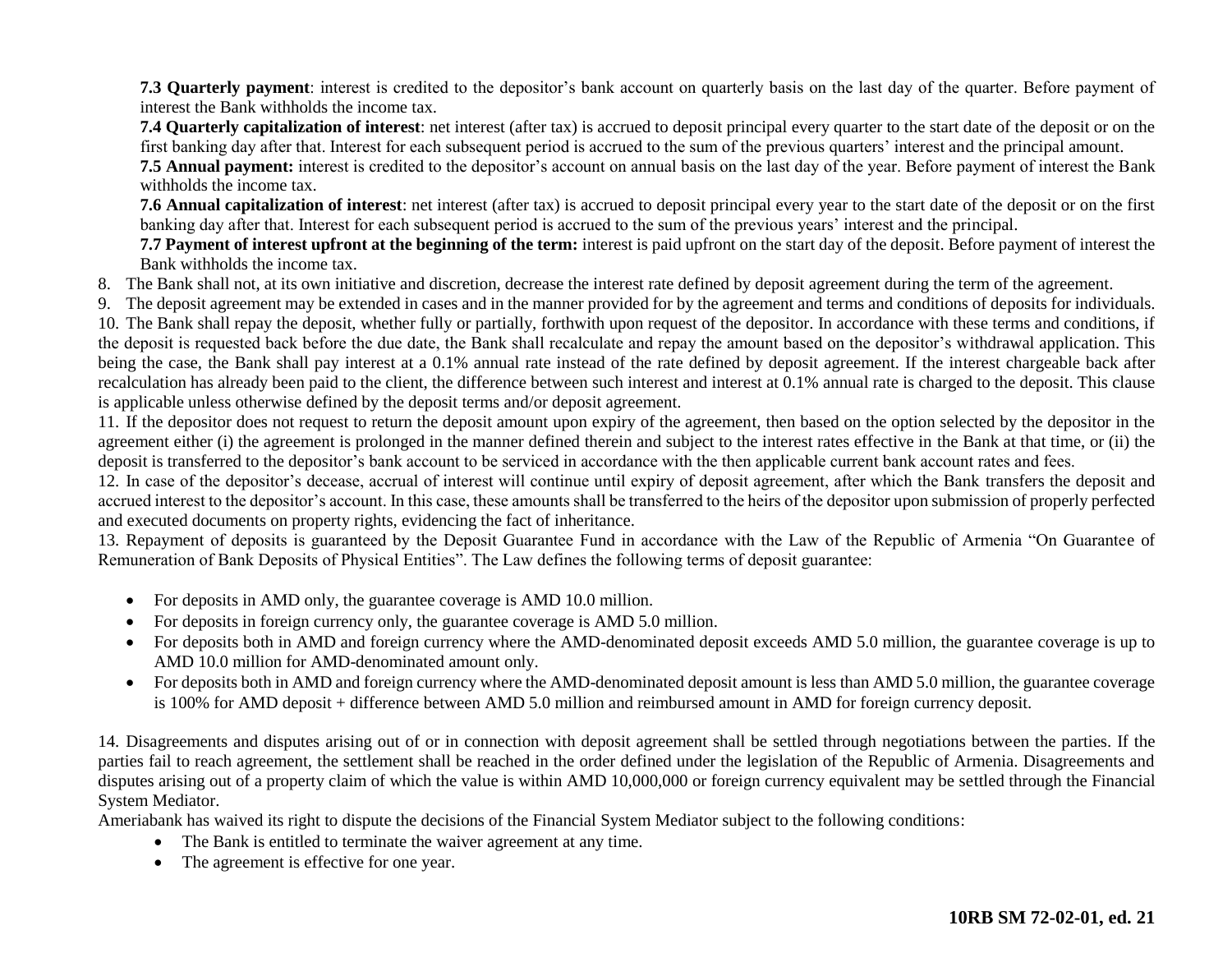**7.3 Quarterly payment**: interest is credited to the depositor's bank account on quarterly basis on the last day of the quarter. Before payment of interest the Bank withholds the income tax.

**7.4 Quarterly capitalization of interest**: net interest (after tax) is accrued to deposit principal every quarter to the start date of the deposit or on the first banking day after that. Interest for each subsequent period is accrued to the sum of the previous quarters' interest and the principal amount.

**7.5 Annual payment:** interest is credited to the depositor's account on annual basis on the last day of the year. Before payment of interest the Bank withholds the income tax.

**7.6 Annual capitalization of interest**: net interest (after tax) is accrued to deposit principal every year to the start date of the deposit or on the first banking day after that. Interest for each subsequent period is accrued to the sum of the previous years' interest and the principal.

**7.7 Payment of interest upfront at the beginning of the term:** interest is paid upfront on the start day of the deposit. Before payment of interest the Bank withholds the income tax.

8. The Bank shall not, at its own initiative and discretion, decrease the interest rate defined by deposit agreement during the term of the agreement.
9. The deposit agreement may be extended in cases and in the manner provided for by the agreement and terms and conditions of deposits for individuals.
10. The Bank shall repay the deposit, whether fully or partially, forthwith upon request of the depositor. In accordance with these terms and conditions, if the deposit is requested back before the due date, the Bank shall recalculate and repay the amount based on the depositor's withdrawal application. This being the case, the Bank shall pay interest at a 0.1% annual rate instead of the rate defined by deposit agreement. If the interest chargeable back after recalculation has already been paid to the client, the difference between such interest and interest at 0.1% annual rate is charged to the deposit. This clause is applicable unless otherwise defined by the deposit terms and/or deposit agreement.
11. If the depositor does not request to return the deposit amount upon expiry of the agreement, then based on the option selected by the depositor in the agreement either (i) the agreement is prolonged in the manner defined therein and subject to the interest rates effective in the Bank at that time, or (ii) the deposit is transferred to the depositor's bank account to be serviced in accordance with the then applicable current bank account rates and fees.
12. In case of the depositor's decease, accrual of interest will continue until expiry of deposit agreement, after which the Bank transfers the deposit and accrued interest to the depositor's account. In this case, these amounts shall be transferred to the heirs of the depositor upon submission of properly perfected and executed documents on property rights, evidencing the fact of inheritance.
13. Repayment of deposits is guaranteed by the Deposit Guarantee Fund in accordance with the Law of the Republic of Armenia "On Guarantee of Remuneration of Bank Deposits of Physical Entities". The Law defines the following terms of deposit guarantee:

- For deposits in AMD only, the guarantee coverage is AMD 10.0 million.
- For deposits in foreign currency only, the guarantee coverage is AMD 5.0 million.
- For deposits both in AMD and foreign currency where the AMD-denominated deposit exceeds AMD 5.0 million, the guarantee coverage is up to AMD 10.0 million for AMD-denominated amount only.
- For deposits both in AMD and foreign currency where the AMD-denominated deposit amount is less than AMD 5.0 million, the guarantee coverage is 100% for AMD deposit + difference between AMD 5.0 million and reimbursed amount in AMD for foreign currency deposit.

14. Disagreements and disputes arising out of or in connection with deposit agreement shall be settled through negotiations between the parties. If the parties fail to reach agreement, the settlement shall be reached in the order defined under the legislation of the Republic of Armenia. Disagreements and disputes arising out of a property claim of which the value is within AMD 10,000,000 or foreign currency equivalent may be settled through the Financial System Mediator.

Ameriabank has waived its right to dispute the decisions of the Financial System Mediator subject to the following conditions:

- The Bank is entitled to terminate the waiver agreement at any time.
- The agreement is effective for one year.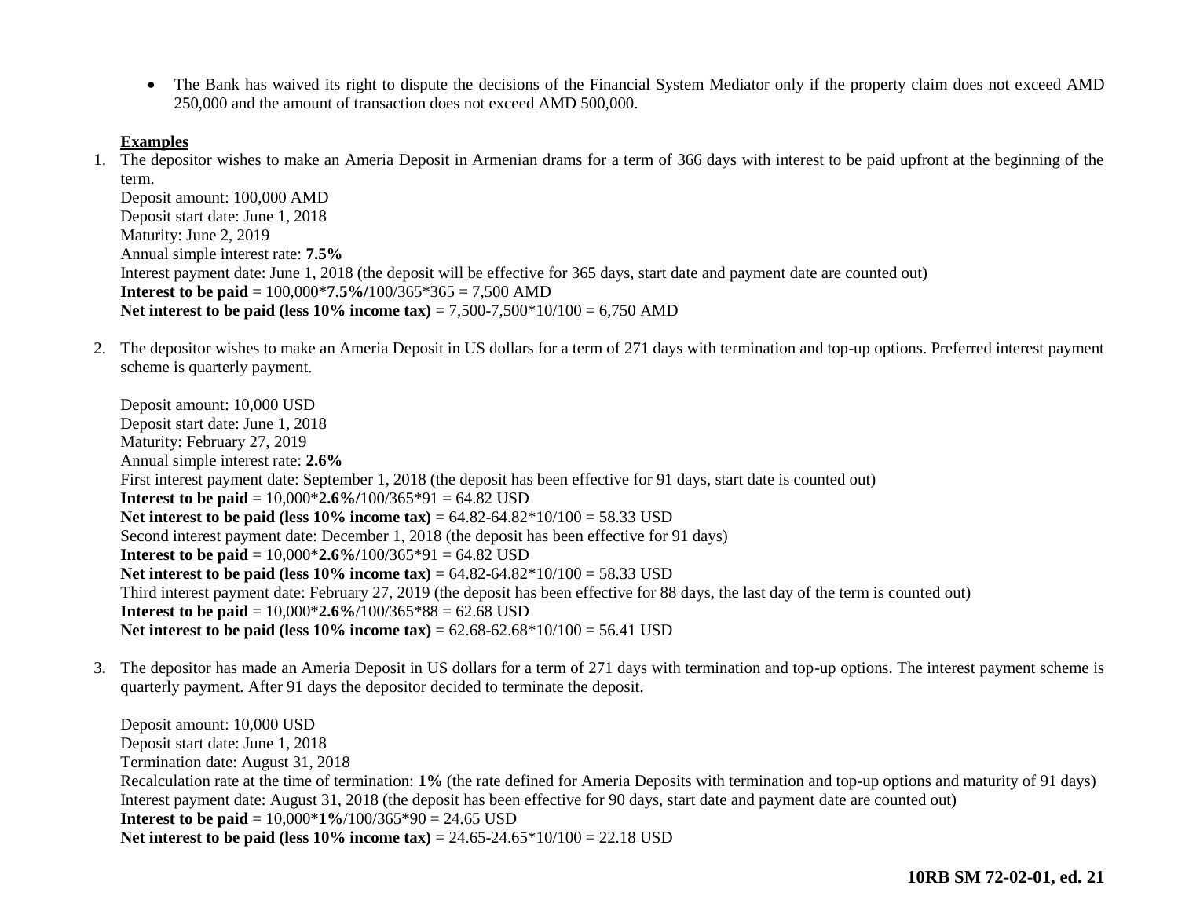- The Bank has waived its right to dispute the decisions of the Financial System Mediator only if the property claim does not exceed AMD 250,000 and the amount of transaction does not exceed AMD 500,000.

**Examples**

1. The depositor wishes to make an Ameria Deposit in Armenian drams for a term of 366 days with interest to be paid upfront at the beginning of the term.
   Deposit amount: 100,000 AMD
   Deposit start date: June 1, 2018
   Maturity: June 2, 2019
   Annual simple interest rate: **7.5%**
   Interest payment date: June 1, 2018 (the deposit will be effective for 365 days, start date and payment date are counted out)
   **Interest to be paid** = 100,000***7.5%/**100/365*365 = 7,500 AMD
   **Net interest to be paid (less 10% income tax)** = 7,500-7,500*10/100 = 6,750 AMD

2. The depositor wishes to make an Ameria Deposit in US dollars for a term of 271 days with termination and top-up options. Preferred interest payment scheme is quarterly payment.

   Deposit amount: 10,000 USD
   Deposit start date: June 1, 2018
   Maturity: February 27, 2019
   Annual simple interest rate: **2.6%**
   First interest payment date: September 1, 2018 (the deposit has been effective for 91 days, start date is counted out)
   **Interest to be paid** = 10,000***2.6%/**100/365*91 = 64.82 USD
   **Net interest to be paid (less 10% income tax)** = 64.82-64.82*10/100 = 58.33 USD
   Second interest payment date: December 1, 2018 (the deposit has been effective for 91 days)
   **Interest to be paid** = 10,000***2.6%/**100/365*91 = 64.82 USD
   **Net interest to be paid (less 10% income tax)** = 64.82-64.82*10/100 = 58.33 USD
   Third interest payment date: February 27, 2019 (the deposit has been effective for 88 days, the last day of the term is counted out)
   **Interest to be paid** = 10,000***2.6%**/100/365*88 = 62.68 USD
   **Net interest to be paid (less 10% income tax)** = 62.68-62.68*10/100 = 56.41 USD

3. The depositor has made an Ameria Deposit in US dollars for a term of 271 days with termination and top-up options. The interest payment scheme is quarterly payment. After 91 days the depositor decided to terminate the deposit.

   Deposit amount: 10,000 USD
   Deposit start date: June 1, 2018
   Termination date: August 31, 2018
   Recalculation rate at the time of termination: **1%** (the rate defined for Ameria Deposits with termination and top-up options and maturity of 91 days)
   Interest payment date: August 31, 2018 (the deposit has been effective for 90 days, start date and payment date are counted out)
   **Interest to be paid** = 10,000***1%**/100/365*90 = 24.65 USD
   **Net interest to be paid (less 10% income tax)** = 24.65-24.65*10/100 = 22.18 USD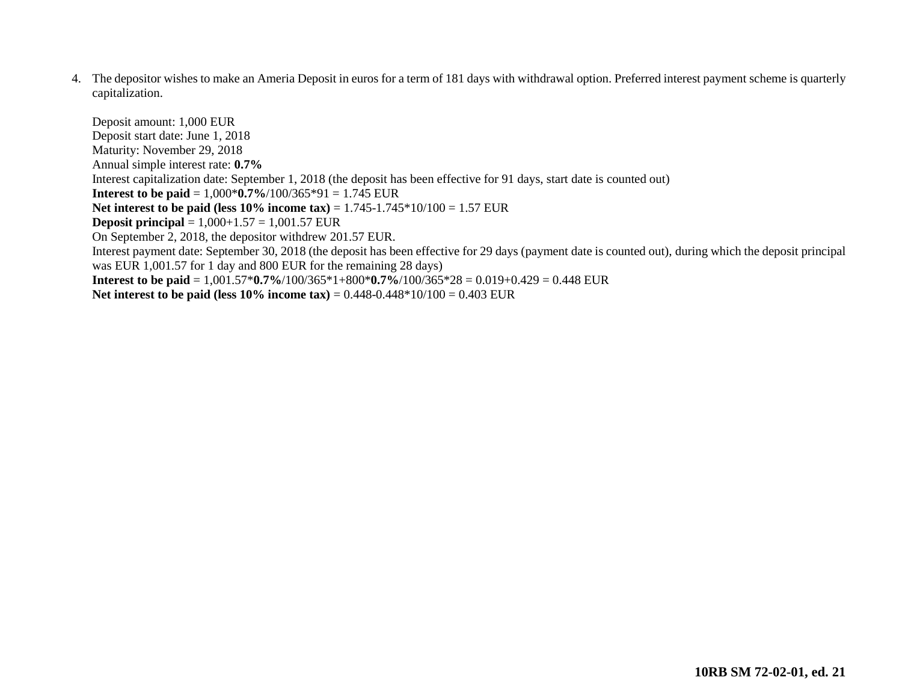4. The depositor wishes to make an Ameria Deposit in euros for a term of 181 days with withdrawal option. Preferred interest payment scheme is quarterly capitalization.

   Deposit amount: 1,000 EUR
   Deposit start date: June 1, 2018
   Maturity: November 29, 2018
   Annual simple interest rate: **0.7%**
   Interest capitalization date: September 1, 2018 (the deposit has been effective for 91 days, start date is counted out)
   **Interest to be paid** = 1,000***0.7%**/100/365*91 = 1.745 EUR
   **Net interest to be paid (less 10% income tax)** = 1.745-1.745*10/100 = 1.57 EUR
   **Deposit principal** = 1,000+1.57 = 1,001.57 EUR
   On September 2, 2018, the depositor withdrew 201.57 EUR.
   Interest payment date: September 30, 2018 (the deposit has been effective for 29 days (payment date is counted out), during which the deposit principal was EUR 1,001.57 for 1 day and 800 EUR for the remaining 28 days)
   **Interest to be paid** = 1,001.57***0.7%**/100/365*1+800***0.7%**/100/365*28 = 0.019+0.429 = 0.448 EUR
   **Net interest to be paid (less 10% income tax)** = 0.448-0.448*10/100 = 0.403 EUR